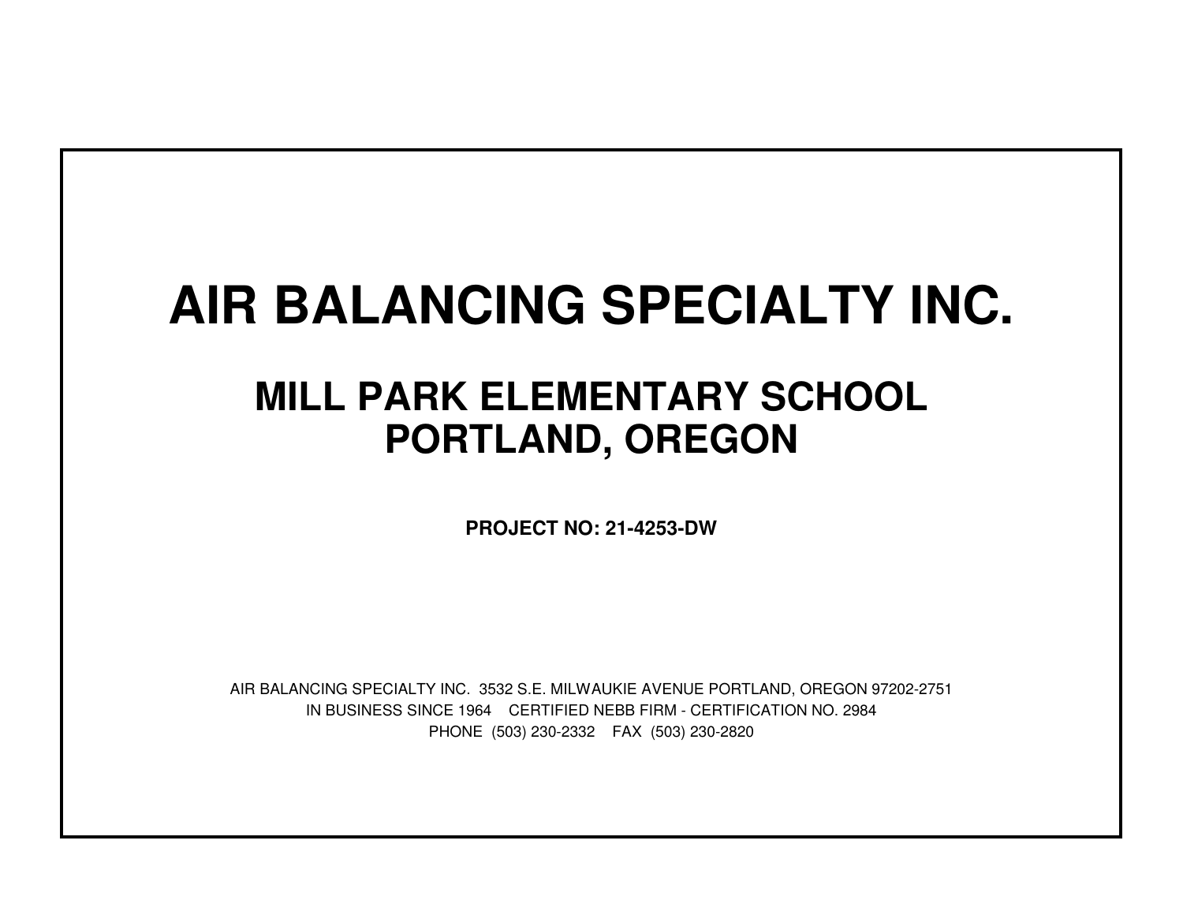# AIR BALANCING SPECIALTY INC.

## MILL PARK ELEMENTARY SCHOOL
## PORTLAND, OREGON

**PROJECT NO: 21-4253-DW**

AIR BALANCING SPECIALTY INC. 3532 S.E. MILWAUKIE AVENUE PORTLAND, OREGON 97202-2751

IN BUSINESS SINCE 1964 CERTIFIED NEBB FIRM - CERTIFICATION NO. 2984

PHONE (503) 230-2332 FAX (503) 230-2820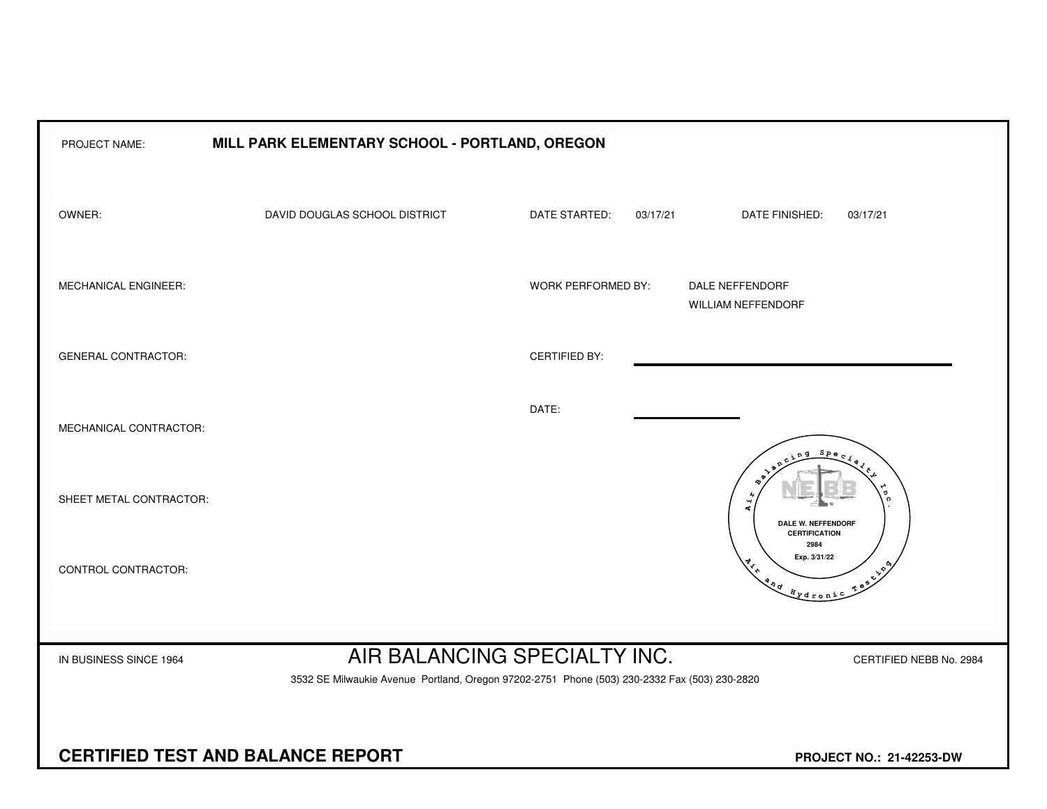PROJECT NAME: **MILL PARK ELEMENTARY SCHOOL - PORTLAND, OREGON**

| | | | | | |
|---|---|---|---|---|---|
| OWNER: | DAVID DOUGLAS SCHOOL DISTRICT | DATE STARTED: | 03/17/21 | DATE FINISHED: | 03/17/21 |
| MECHANICAL ENGINEER: | | WORK PERFORMED BY: | DALE NEFFENDORF<br>WILLIAM NEFFENDORF | | |
| GENERAL CONTRACTOR: | | CERTIFIED BY: | | | |
| MECHANICAL CONTRACTOR: | | DATE: | | | |
| SHEET METAL CONTRACTOR: | | | | | |
| CONTROL CONTRACTOR: | | | | | |

Air Balancing Specialty Inc. — Air and Hydronic Testing
NEBB
DALE W. NEFFENDORF
CERTIFICATION
2984
Exp. 3/31/22

IN BUSINESS SINCE 1964

# AIR BALANCING SPECIALTY INC.

CERTIFIED NEBB No. 2984

3532 SE Milwaukie Avenue Portland, Oregon 97202-2751 Phone (503) 230-2332 Fax (503) 230-2820

## CERTIFIED TEST AND BALANCE REPORT

**PROJECT NO.: 21-42253-DW**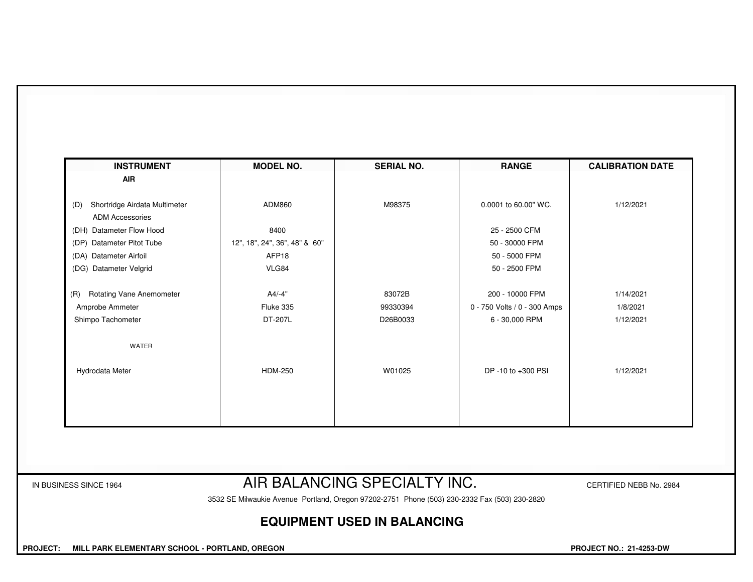| INSTRUMENT | MODEL NO. | SERIAL NO. | RANGE | CALIBRATION DATE |
|---|---|---|---|---|
| **AIR** | | | | |
| (D) Shortridge Airdata Multimeter | ADM860 | M98375 | 0.0001 to 60.00" WC. | 1/12/2021 |
| ADM Accessories | | | | |
| (DH) Datameter Flow Hood | 8400 | | 25 - 2500 CFM | |
| (DP) Datameter Pitot Tube | 12", 18", 24", 36", 48" & 60" | | 50 - 30000 FPM | |
| (DA) Datameter Airfoil | AFP18 | | 50 - 5000 FPM | |
| (DG) Datameter Velgrid | VLG84 | | 50 - 2500 FPM | |
| (R) Rotating Vane Anemometer | A4/-4" | 83072B | 200 - 10000 FPM | 1/14/2021 |
| Amprobe Ammeter | Fluke 335 | 99330394 | 0 - 750 Volts / 0 - 300 Amps | 1/8/2021 |
| Shimpo Tachometer | DT-207L | D26B0033 | 6 - 30,000 RPM | 1/12/2021 |
| WATER | | | | |
| Hydrodata Meter | HDM-250 | W01025 | DP -10 to +300 PSI | 1/12/2021 |

IN BUSINESS SINCE 1964

# AIR BALANCING SPECIALTY INC.

CERTIFIED NEBB No. 2984

3532 SE Milwaukie Avenue Portland, Oregon 97202-2751 Phone (503) 230-2332 Fax (503) 230-2820

## EQUIPMENT USED IN BALANCING

**PROJECT: MILL PARK ELEMENTARY SCHOOL - PORTLAND, OREGON**

**PROJECT NO.: 21-4253-DW**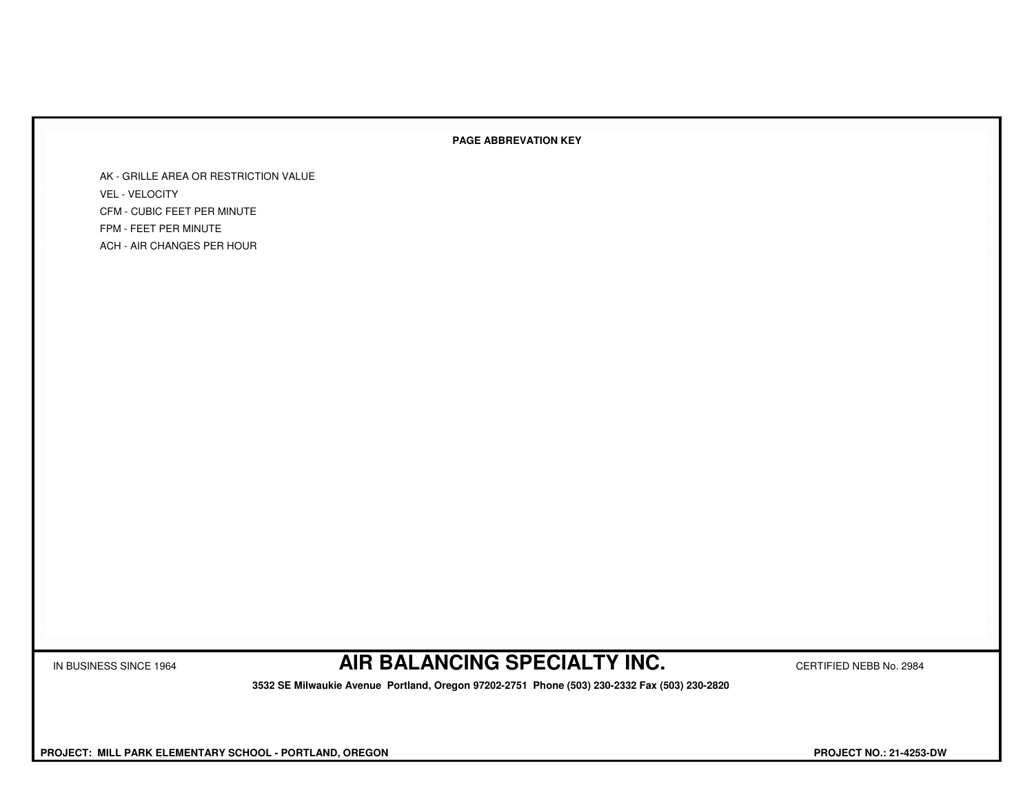**PAGE ABBREVATION KEY**

AK - GRILLE AREA OR RESTRICTION VALUE
VEL - VELOCITY
CFM - CUBIC FEET PER MINUTE
FPM - FEET PER MINUTE
ACH - AIR CHANGES PER HOUR

IN BUSINESS SINCE 1964

## AIR BALANCING SPECIALTY INC.

CERTIFIED NEBB No. 2984

**3532 SE Milwaukie Avenue Portland, Oregon 97202-2751 Phone (503) 230-2332 Fax (503) 230-2820**

**PROJECT: MILL PARK ELEMENTARY SCHOOL - PORTLAND, OREGON**

**PROJECT NO.: 21-4253-DW**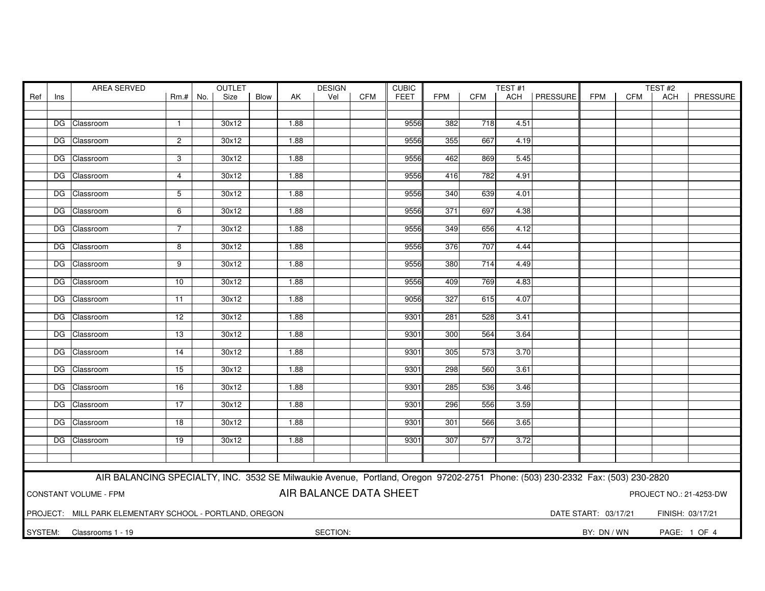| Ref | Ins | AREA SERVED | Rm.# | OUTLET No. | OUTLET Size | OUTLET Blow | DESIGN AK | DESIGN Vel | DESIGN CFM | CUBIC FEET | TEST #1 FPM | TEST #1 CFM | TEST #1 ACH | TEST #1 PRESSURE | TEST #2 FPM | TEST #2 CFM | TEST #2 ACH | TEST #2 PRESSURE |
|---|---|---|---|---|---|---|---|---|---|---|---|---|---|---|---|---|---|---|
| | DG | Classroom | 1 | | 30x12 | | 1.88 | | | 9556 | 382 | 718 | 4.51 | | | | | |
| | DG | Classroom | 2 | | 30x12 | | 1.88 | | | 9556 | 355 | 667 | 4.19 | | | | | |
| | DG | Classroom | 3 | | 30x12 | | 1.88 | | | 9556 | 462 | 869 | 5.45 | | | | | |
| | DG | Classroom | 4 | | 30x12 | | 1.88 | | | 9556 | 416 | 782 | 4.91 | | | | | |
| | DG | Classroom | 5 | | 30x12 | | 1.88 | | | 9556 | 340 | 639 | 4.01 | | | | | |
| | DG | Classroom | 6 | | 30x12 | | 1.88 | | | 9556 | 371 | 697 | 4.38 | | | | | |
| | DG | Classroom | 7 | | 30x12 | | 1.88 | | | 9556 | 349 | 656 | 4.12 | | | | | |
| | DG | Classroom | 8 | | 30x12 | | 1.88 | | | 9556 | 376 | 707 | 4.44 | | | | | |
| | DG | Classroom | 9 | | 30x12 | | 1.88 | | | 9556 | 380 | 714 | 4.49 | | | | | |
| | DG | Classroom | 10 | | 30x12 | | 1.88 | | | 9556 | 409 | 769 | 4.83 | | | | | |
| | DG | Classroom | 11 | | 30x12 | | 1.88 | | | 9056 | 327 | 615 | 4.07 | | | | | |
| | DG | Classroom | 12 | | 30x12 | | 1.88 | | | 9301 | 281 | 528 | 3.41 | | | | | |
| | DG | Classroom | 13 | | 30x12 | | 1.88 | | | 9301 | 300 | 564 | 3.64 | | | | | |
| | DG | Classroom | 14 | | 30x12 | | 1.88 | | | 9301 | 305 | 573 | 3.70 | | | | | |
| | DG | Classroom | 15 | | 30x12 | | 1.88 | | | 9301 | 298 | 560 | 3.61 | | | | | |
| | DG | Classroom | 16 | | 30x12 | | 1.88 | | | 9301 | 285 | 536 | 3.46 | | | | | |
| | DG | Classroom | 17 | | 30x12 | | 1.88 | | | 9301 | 296 | 556 | 3.59 | | | | | |
| | DG | Classroom | 18 | | 30x12 | | 1.88 | | | 9301 | 301 | 566 | 3.65 | | | | | |
| | DG | Classroom | 19 | | 30x12 | | 1.88 | | | 9301 | 307 | 577 | 3.72 | | | | | |

AIR BALANCING SPECIALTY, INC. 3532 SE Milwaukie Avenue, Portland, Oregon 97202-2751 Phone: (503) 230-2332 Fax: (503) 230-2820

CONSTANT VOLUME - FPM

## AIR BALANCE DATA SHEET

PROJECT NO.: 21-4253-DW

PROJECT: MILL PARK ELEMENTARY SCHOOL - PORTLAND, OREGON

DATE START: 03/17/21 FINISH: 03/17/21

SYSTEM: Classrooms 1 - 19

SECTION:

BY: DN / WN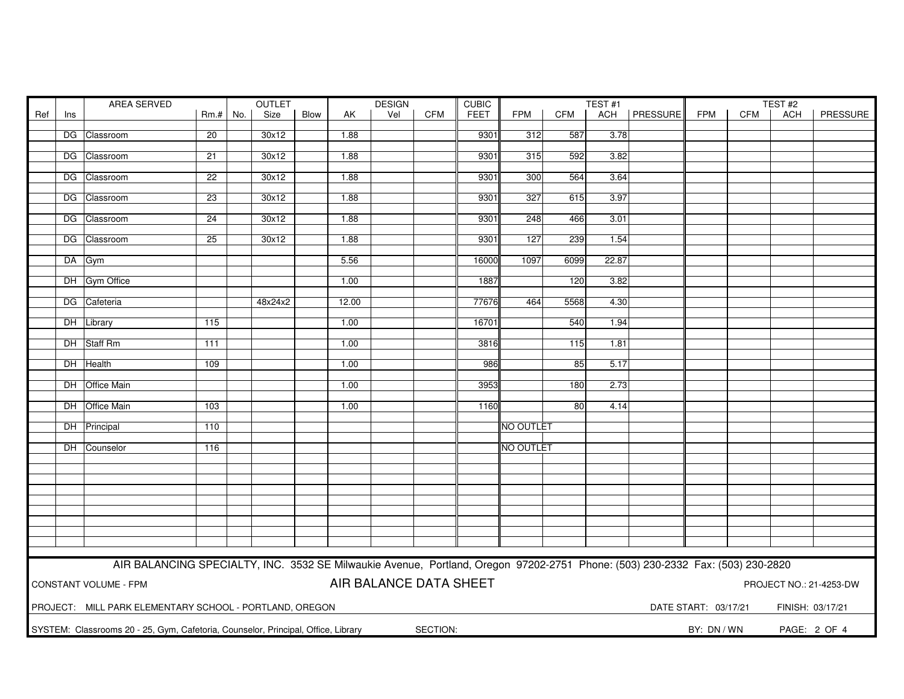| Ref | Ins | AREA SERVED | Rm.# | OUTLET No. | OUTLET Size | OUTLET Blow | AK | DESIGN Vel | DESIGN CFM | CUBIC FEET | TEST #1 FPM | TEST #1 CFM | TEST #1 ACH | TEST #1 PRESSURE | TEST #2 FPM | TEST #2 CFM | TEST #2 ACH | TEST #2 PRESSURE |
|---|---|---|---|---|---|---|---|---|---|---|---|---|---|---|---|---|---|---|
| | DG | Classroom | 20 | | 30x12 | | 1.88 | | | 9301 | 312 | 587 | 3.78 | | | | | |
| | DG | Classroom | 21 | | 30x12 | | 1.88 | | | 9301 | 315 | 592 | 3.82 | | | | | |
| | DG | Classroom | 22 | | 30x12 | | 1.88 | | | 9301 | 300 | 564 | 3.64 | | | | | |
| | DG | Classroom | 23 | | 30x12 | | 1.88 | | | 9301 | 327 | 615 | 3.97 | | | | | |
| | DG | Classroom | 24 | | 30x12 | | 1.88 | | | 9301 | 248 | 466 | 3.01 | | | | | |
| | DG | Classroom | 25 | | 30x12 | | 1.88 | | | 9301 | 127 | 239 | 1.54 | | | | | |
| | DA | Gym | | | | | 5.56 | | | 16000 | 1097 | 6099 | 22.87 | | | | | |
| | DH | Gym Office | | | | | 1.00 | | | 1887 | | 120 | 3.82 | | | | | |
| | DG | Cafeteria | | | 48x24x2 | | 12.00 | | | 77676 | 464 | 5568 | 4.30 | | | | | |
| | DH | Library | 115 | | | | 1.00 | | | 16701 | | 540 | 1.94 | | | | | |
| | DH | Staff Rm | 111 | | | | 1.00 | | | 3816 | | 115 | 1.81 | | | | | |
| | DH | Health | 109 | | | | 1.00 | | | 986 | | 85 | 5.17 | | | | | |
| | DH | Office Main | | | | | 1.00 | | | 3953 | | 180 | 2.73 | | | | | |
| | DH | Office Main | 103 | | | | 1.00 | | | 1160 | | 80 | 4.14 | | | | | |
| | DH | Principal | 110 | | | | | | | | NO OUTLET | | | | | | | |
| | DH | Counselor | 116 | | | | | | | | NO OUTLET | | | | | | | |

AIR BALANCING SPECIALTY, INC. 3532 SE Milwaukie Avenue, Portland, Oregon 97202-2751 Phone: (503) 230-2332 Fax: (503) 230-2820

CONSTANT VOLUME - FPM

**AIR BALANCE DATA SHEET**

PROJECT NO.: 21-4253-DW

PROJECT: MILL PARK ELEMENTARY SCHOOL - PORTLAND, OREGON

DATE START: 03/17/21 FINISH: 03/17/21

SYSTEM: Classrooms 20 - 25, Gym, Cafetoria, Counselor, Principal, Office, Library SECTION:

BY: DN / WN PAGE: 2 OF 4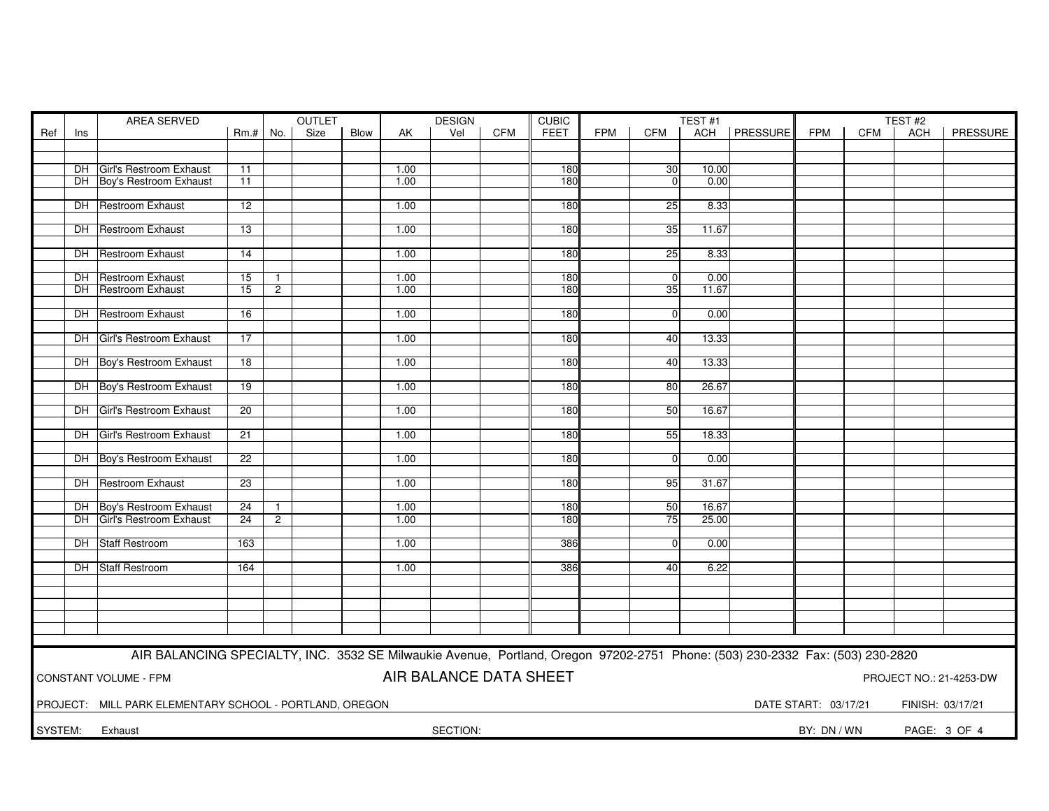| Ref | Ins | AREA SERVED | Rm.# | OUTLET No. | OUTLET Size | OUTLET Blow | DESIGN AK | DESIGN Vel | DESIGN CFM | CUBIC FEET | TEST #1 FPM | TEST #1 CFM | TEST #1 ACH | TEST #1 PRESSURE | TEST #2 FPM | TEST #2 CFM | TEST #2 ACH | TEST #2 PRESSURE |
|---|---|---|---|---|---|---|---|---|---|---|---|---|---|---|---|---|---|---|
| | DH | Girl's Restroom Exhaust | 11 | | | | 1.00 | | | 180 | | 30 | 10.00 | | | | | |
| | DH | Boy's Restroom Exhaust | 11 | | | | 1.00 | | | 180 | | 0 | 0.00 | | | | | |
| | DH | Restroom Exhaust | 12 | | | | 1.00 | | | 180 | | 25 | 8.33 | | | | | |
| | DH | Restroom Exhaust | 13 | | | | 1.00 | | | 180 | | 35 | 11.67 | | | | | |
| | DH | Restroom Exhaust | 14 | | | | 1.00 | | | 180 | | 25 | 8.33 | | | | | |
| | DH | Restroom Exhaust | 15 | 1 | | | 1.00 | | | 180 | | 0 | 0.00 | | | | | |
| | DH | Restroom Exhaust | 15 | 2 | | | 1.00 | | | 180 | | 35 | 11.67 | | | | | |
| | DH | Restroom Exhaust | 16 | | | | 1.00 | | | 180 | | 0 | 0.00 | | | | | |
| | DH | Girl's Restroom Exhaust | 17 | | | | 1.00 | | | 180 | | 40 | 13.33 | | | | | |
| | DH | Boy's Restroom Exhaust | 18 | | | | 1.00 | | | 180 | | 40 | 13.33 | | | | | |
| | DH | Boy's Restroom Exhaust | 19 | | | | 1.00 | | | 180 | | 80 | 26.67 | | | | | |
| | DH | Girl's Restroom Exhaust | 20 | | | | 1.00 | | | 180 | | 50 | 16.67 | | | | | |
| | DH | Girl's Restroom Exhaust | 21 | | | | 1.00 | | | 180 | | 55 | 18.33 | | | | | |
| | DH | Boy's Restroom Exhaust | 22 | | | | 1.00 | | | 180 | | 0 | 0.00 | | | | | |
| | DH | Restroom Exhaust | 23 | | | | 1.00 | | | 180 | | 95 | 31.67 | | | | | |
| | DH | Boy's Restroom Exhaust | 24 | 1 | | | 1.00 | | | 180 | | 50 | 16.67 | | | | | |
| | DH | Girl's Restroom Exhaust | 24 | 2 | | | 1.00 | | | 180 | | 75 | 25.00 | | | | | |
| | DH | Staff Restroom | 163 | | | | 1.00 | | | 386 | | 0 | 0.00 | | | | | |
| | DH | Staff Restroom | 164 | | | | 1.00 | | | 386 | | 40 | 6.22 | | | | | |

AIR BALANCING SPECIALTY, INC. 3532 SE Milwaukie Avenue, Portland, Oregon 97202-2751 Phone: (503) 230-2332 Fax: (503) 230-2820

CONSTANT VOLUME - FPM

## AIR BALANCE DATA SHEET

PROJECT NO.: 21-4253-DW

PROJECT: MILL PARK ELEMENTARY SCHOOL - PORTLAND, OREGON

DATE START: 03/17/21 FINISH: 03/17/21

SYSTEM: Exhaust

SECTION:

BY: DN / WN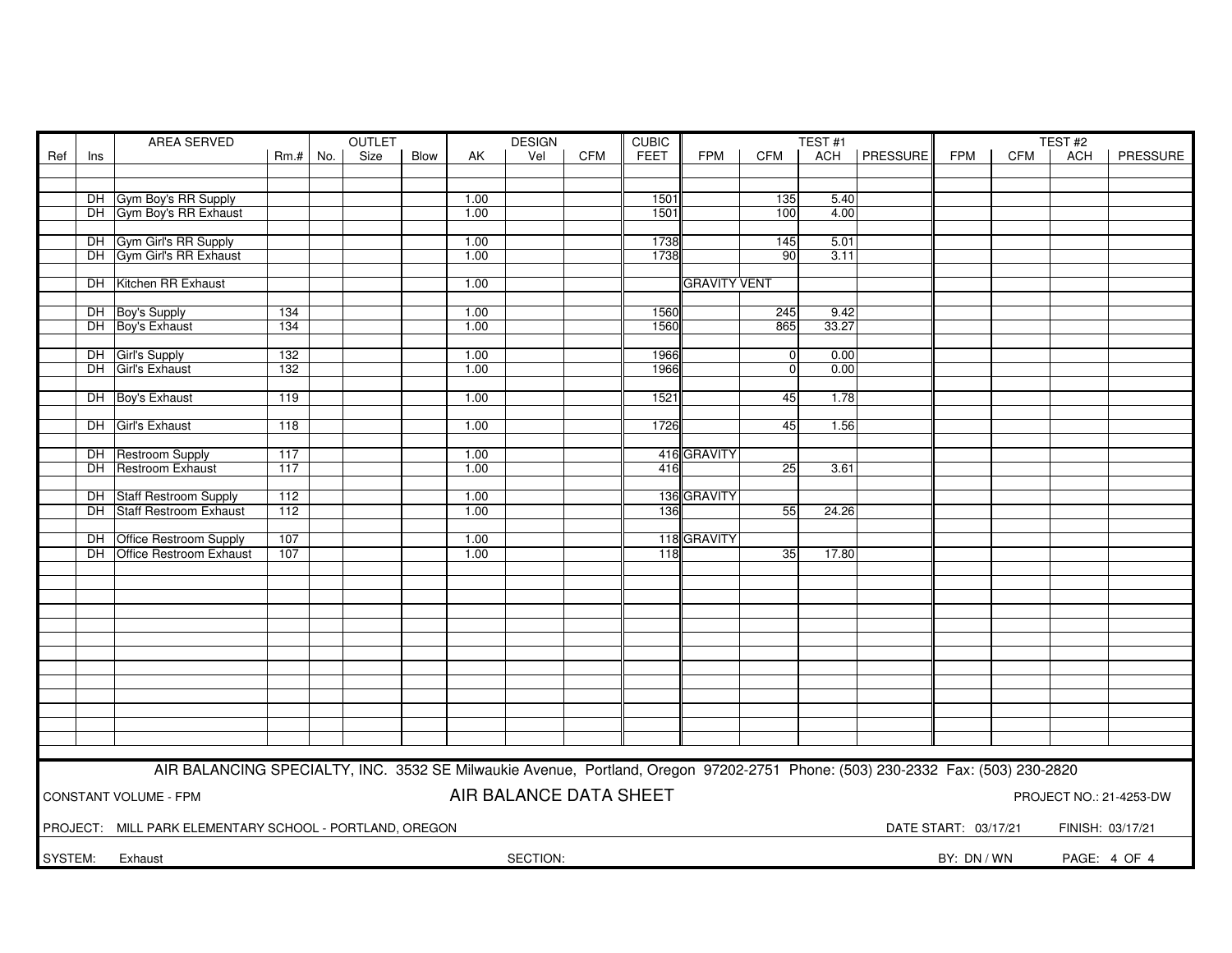| Ref | Ins | AREA SERVED | Rm.# | OUTLET No. | OUTLET Size | OUTLET Blow | DESIGN AK | DESIGN Vel | DESIGN CFM | CUBIC FEET | TEST #1 FPM | TEST #1 CFM | TEST #1 ACH | TEST #1 PRESSURE | TEST #2 FPM | TEST #2 CFM | TEST #2 ACH | TEST #2 PRESSURE |
|---|---|---|---|---|---|---|---|---|---|---|---|---|---|---|---|---|---|---|
| | DH | Gym Boy's RR Supply | | | | | 1.00 | | | 1501 | | 135 | 5.40 | | | | | |
| | DH | Gym Boy's RR Exhaust | | | | | 1.00 | | | 1501 | | 100 | 4.00 | | | | | |
| | DH | Gym Girl's RR Supply | | | | | 1.00 | | | 1738 | | 145 | 5.01 | | | | | |
| | DH | Gym Girl's RR Exhaust | | | | | 1.00 | | | 1738 | | 90 | 3.11 | | | | | |
| | DH | Kitchen RR Exhaust | | | | | 1.00 | | | | GRAVITY VENT | | | | | | | |
| | DH | Boy's Supply | 134 | | | | 1.00 | | | 1560 | | 245 | 9.42 | | | | | |
| | DH | Boy's Exhaust | 134 | | | | 1.00 | | | 1560 | | 865 | 33.27 | | | | | |
| | DH | Girl's Supply | 132 | | | | 1.00 | | | 1966 | | 0 | 0.00 | | | | | |
| | DH | Girl's Exhaust | 132 | | | | 1.00 | | | 1966 | | 0 | 0.00 | | | | | |
| | DH | Boy's Exhaust | 119 | | | | 1.00 | | | 1521 | | 45 | 1.78 | | | | | |
| | DH | Girl's Exhaust | 118 | | | | 1.00 | | | 1726 | | 45 | 1.56 | | | | | |
| | DH | Restroom Supply | 117 | | | | 1.00 | | | 416 | GRAVITY | | | | | | | |
| | DH | Restroom Exhaust | 117 | | | | 1.00 | | | 416 | | 25 | 3.61 | | | | | |
| | DH | Staff Restroom Supply | 112 | | | | 1.00 | | | 136 | GRAVITY | | | | | | | |
| | DH | Staff Restroom Exhaust | 112 | | | | 1.00 | | | 136 | | 55 | 24.26 | | | | | |
| | DH | Office Restroom Supply | 107 | | | | 1.00 | | | 118 | GRAVITY | | | | | | | |
| | DH | Office Restroom Exhaust | 107 | | | | 1.00 | | | 118 | | 35 | 17.80 | | | | | |

AIR BALANCING SPECIALTY, INC. 3532 SE Milwaukie Avenue, Portland, Oregon 97202-2751 Phone: (503) 230-2332 Fax: (503) 230-2820

CONSTANT VOLUME - FPM

AIR BALANCE DATA SHEET

PROJECT NO.: 21-4253-DW

PROJECT: MILL PARK ELEMENTARY SCHOOL - PORTLAND, OREGON

DATE START: 03/17/21 FINISH: 03/17/21

SYSTEM: Exhaust

SECTION:

BY: DN / WN